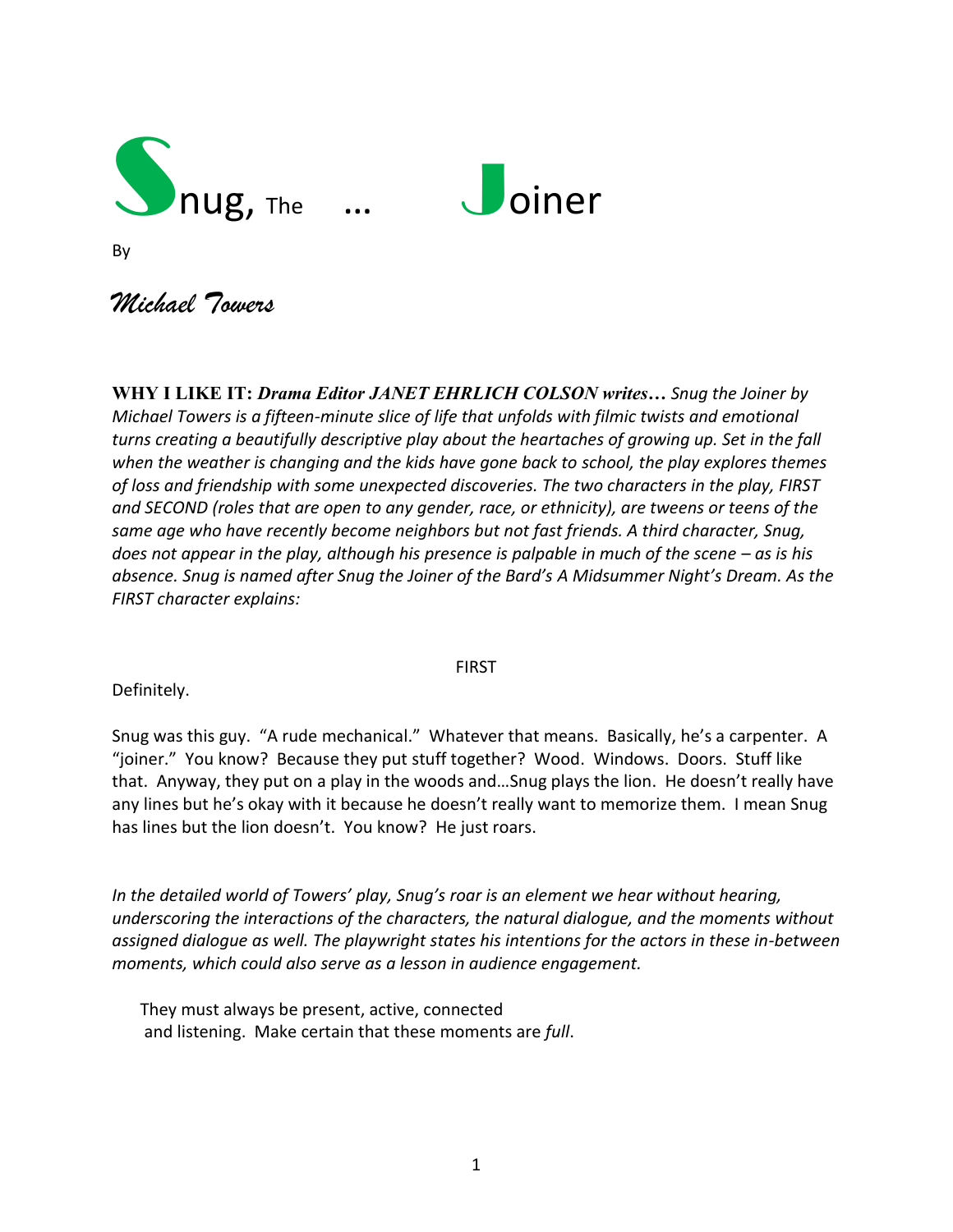# Snug, The … Joiner

By

*Michael Towers*

**WHY I LIKE IT:** ***Drama Editor JANET EHRLICH COLSON writes…*** *Snug the Joiner by Michael Towers is a fifteen-minute slice of life that unfolds with filmic twists and emotional turns creating a beautifully descriptive play about the heartaches of growing up. Set in the fall when the weather is changing and the kids have gone back to school, the play explores themes of loss and friendship with some unexpected discoveries. The two characters in the play, FIRST and SECOND (roles that are open to any gender, race, or ethnicity), are tweens or teens of the same age who have recently become neighbors but not fast friends. A third character, Snug, does not appear in the play, although his presence is palpable in much of the scene – as is his absence. Snug is named after Snug the Joiner of the Bard's A Midsummer Night's Dream. As the FIRST character explains:*

FIRST

Definitely.

Snug was this guy. "A rude mechanical." Whatever that means. Basically, he's a carpenter. A "joiner." You know? Because they put stuff together? Wood. Windows. Doors. Stuff like that. Anyway, they put on a play in the woods and…Snug plays the lion. He doesn't really have any lines but he's okay with it because he doesn't really want to memorize them. I mean Snug has lines but the lion doesn't. You know? He just roars.

*In the detailed world of Towers' play, Snug's roar is an element we hear without hearing, underscoring the interactions of the characters, the natural dialogue, and the moments without assigned dialogue as well. The playwright states his intentions for the actors in these in-between moments, which could also serve as a lesson in audience engagement.*

> They must always be present, active, connected and listening. Make certain that these moments are *full*.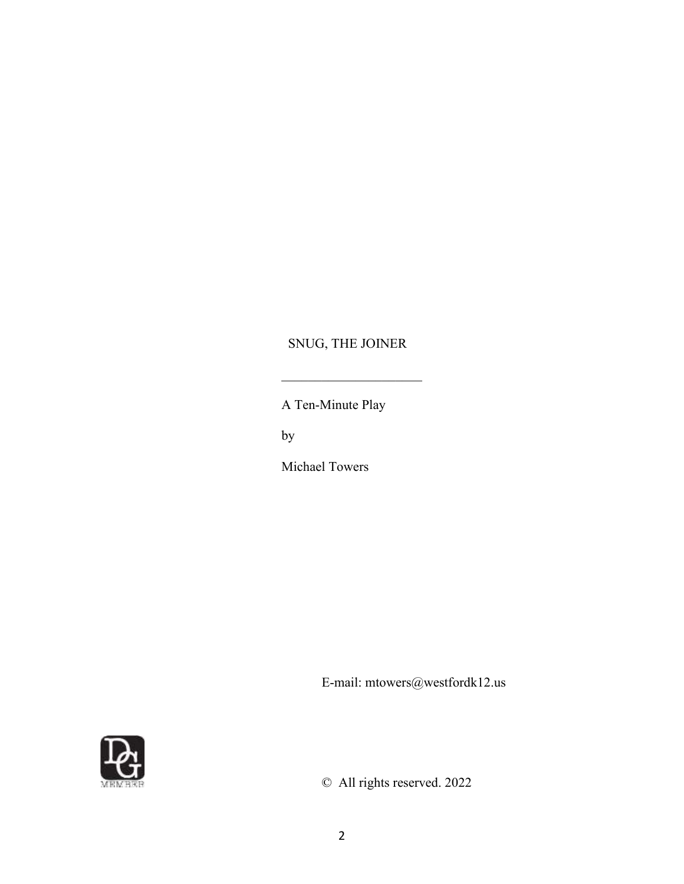SNUG, THE JOINER

---

A Ten-Minute Play

by

Michael Towers

E-mail: mtowers@westfordk12.us

© All rights reserved. 2022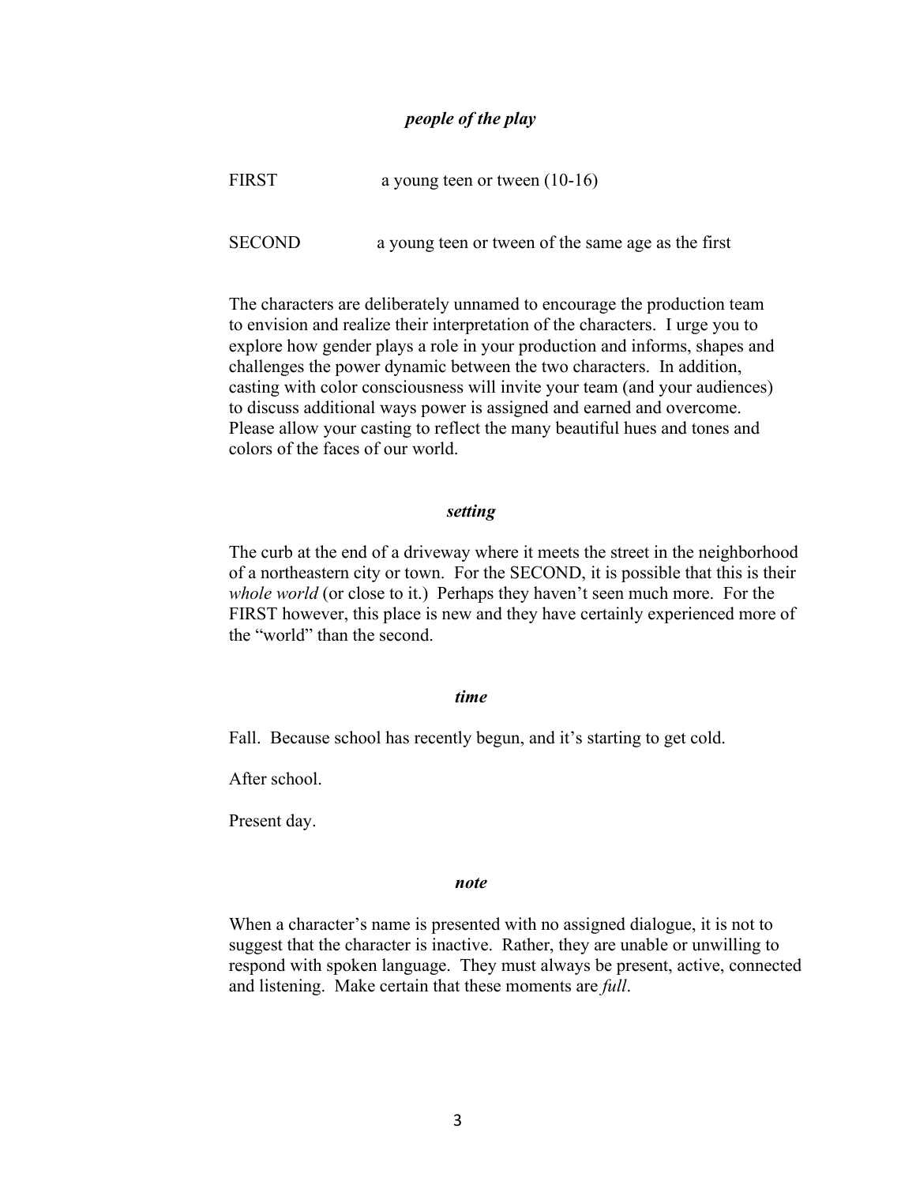### *people of the play*

FIRST — a young teen or tween (10-16)

SECOND — a young teen or tween of the same age as the first

The characters are deliberately unnamed to encourage the production team to envision and realize their interpretation of the characters. I urge you to explore how gender plays a role in your production and informs, shapes and challenges the power dynamic between the two characters. In addition, casting with color consciousness will invite your team (and your audiences) to discuss additional ways power is assigned and earned and overcome. Please allow your casting to reflect the many beautiful hues and tones and colors of the faces of our world.

### *setting*

The curb at the end of a driveway where it meets the street in the neighborhood of a northeastern city or town. For the SECOND, it is possible that this is their *whole world* (or close to it.) Perhaps they haven't seen much more. For the FIRST however, this place is new and they have certainly experienced more of the "world" than the second.

### *time*

Fall. Because school has recently begun, and it's starting to get cold.

After school.

Present day.

### *note*

When a character's name is presented with no assigned dialogue, it is not to suggest that the character is inactive. Rather, they are unable or unwilling to respond with spoken language. They must always be present, active, connected and listening. Make certain that these moments are *full*.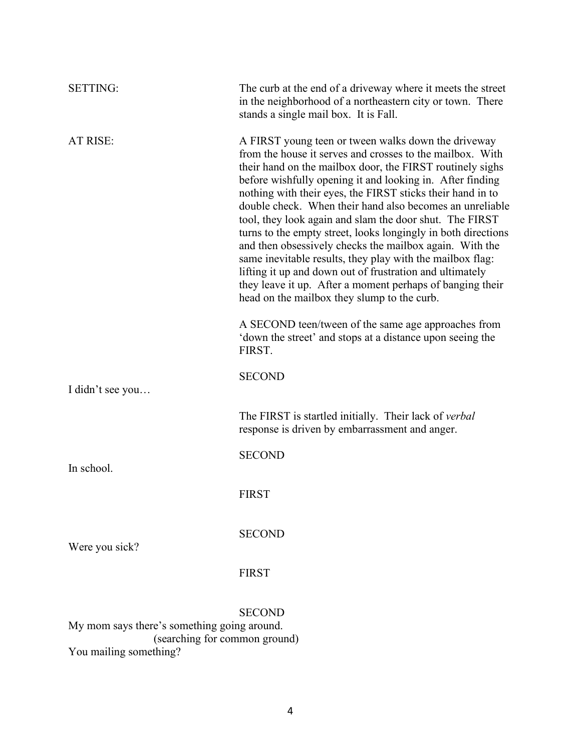SETTING: The curb at the end of a driveway where it meets the street in the neighborhood of a northeastern city or town. There stands a single mail box. It is Fall.

AT RISE: A FIRST young teen or tween walks down the driveway from the house it serves and crosses to the mailbox. With their hand on the mailbox door, the FIRST routinely sighs before wishfully opening it and looking in. After finding nothing with their eyes, the FIRST sticks their hand in to double check. When their hand also becomes an unreliable tool, they look again and slam the door shut. The FIRST turns to the empty street, looks longingly in both directions and then obsessively checks the mailbox again. With the same inevitable results, they play with the mailbox flag: lifting it up and down out of frustration and ultimately they leave it up. After a moment perhaps of banging their head on the mailbox they slump to the curb.

A SECOND teen/tween of the same age approaches from 'down the street' and stops at a distance upon seeing the FIRST.

SECOND

I didn't see you…

The FIRST is startled initially. Their lack of *verbal* response is driven by embarrassment and anger.

SECOND

In school.

FIRST

SECOND

Were you sick?

FIRST

SECOND

My mom says there's something going around.

(searching for common ground)

You mailing something?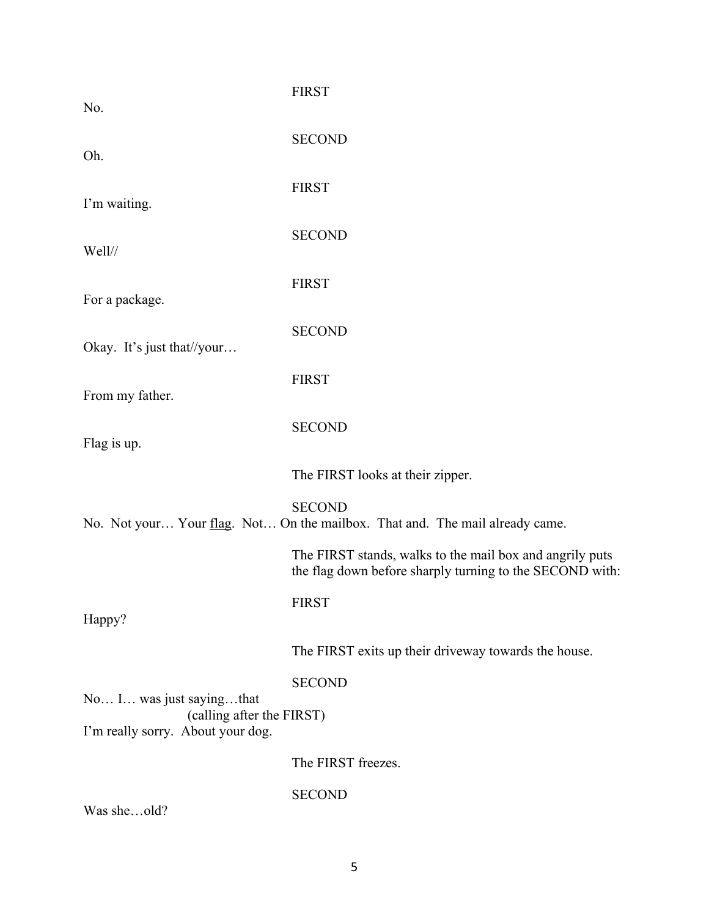FIRST

No.

SECOND

Oh.

FIRST

I'm waiting.

SECOND

Well//

FIRST

For a package.

SECOND

Okay. It's just that//your…

FIRST

From my father.

SECOND

Flag is up.

The FIRST looks at their zipper.

SECOND

No. Not your… Your <u>flag</u>. Not… On the mailbox. That and. The mail already came.

The FIRST stands, walks to the mail box and angrily puts the flag down before sharply turning to the SECOND with:

FIRST

Happy?

The FIRST exits up their driveway towards the house.

SECOND

No… I… was just saying…that

(calling after the FIRST)

I'm really sorry. About your dog.

The FIRST freezes.

SECOND

Was she…old?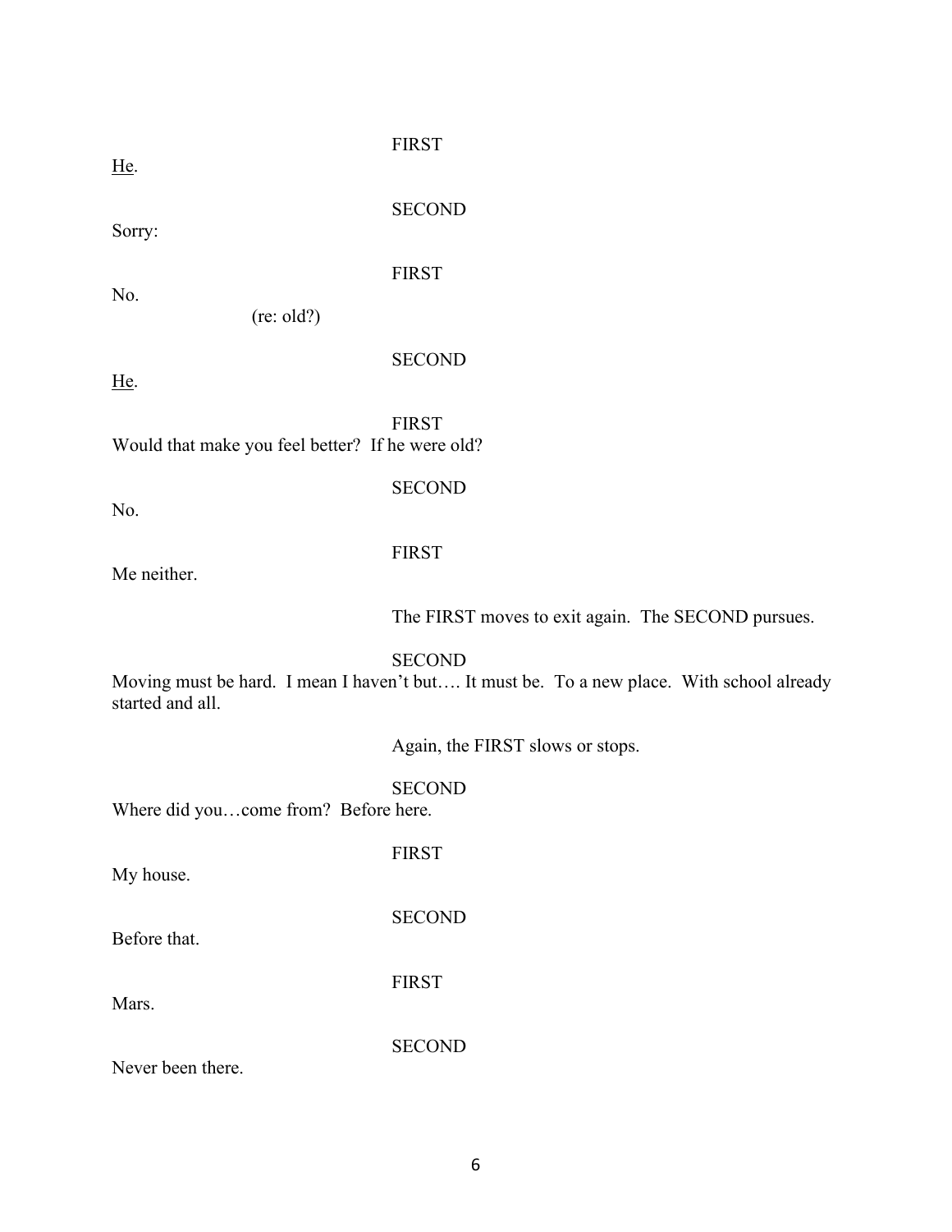FIRST

<u>He</u>.

SECOND

Sorry:

FIRST

No.

(re: old?)

SECOND

<u>He</u>.

FIRST

Would that make you feel better? If he were old?

SECOND

No.

FIRST

Me neither.

The FIRST moves to exit again. The SECOND pursues.

SECOND

Moving must be hard. I mean I haven't but…. It must be. To a new place. With school already started and all.

Again, the FIRST slows or stops.

SECOND

Where did you…come from? Before here.

FIRST

My house.

SECOND

Before that.

FIRST

Mars.

SECOND

Never been there.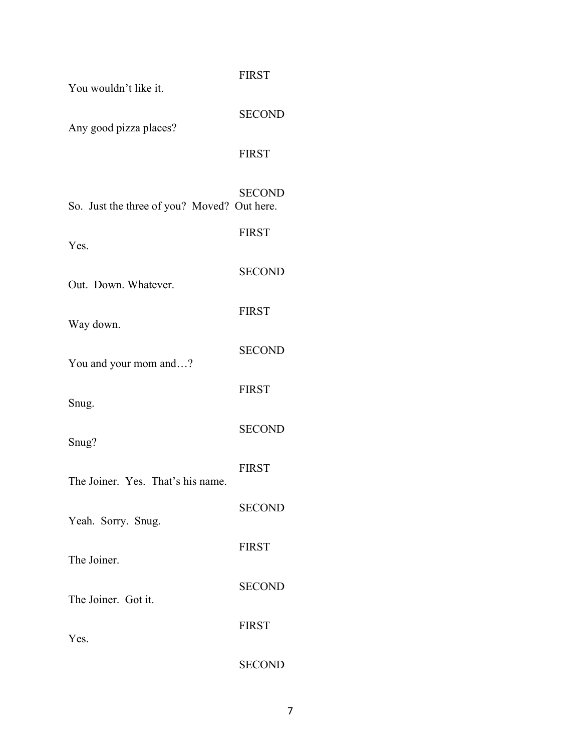FIRST

You wouldn't like it.

SECOND

Any good pizza places?

FIRST

SECOND

So. Just the three of you? Moved? Out here.

FIRST

Yes.

SECOND

Out. Down. Whatever.

FIRST

Way down.

SECOND

You and your mom and…?

FIRST

Snug.

SECOND

Snug?

FIRST

The Joiner. Yes. That's his name.

SECOND

Yeah. Sorry. Snug.

FIRST

The Joiner.

SECOND

The Joiner. Got it.

FIRST

Yes.

SECOND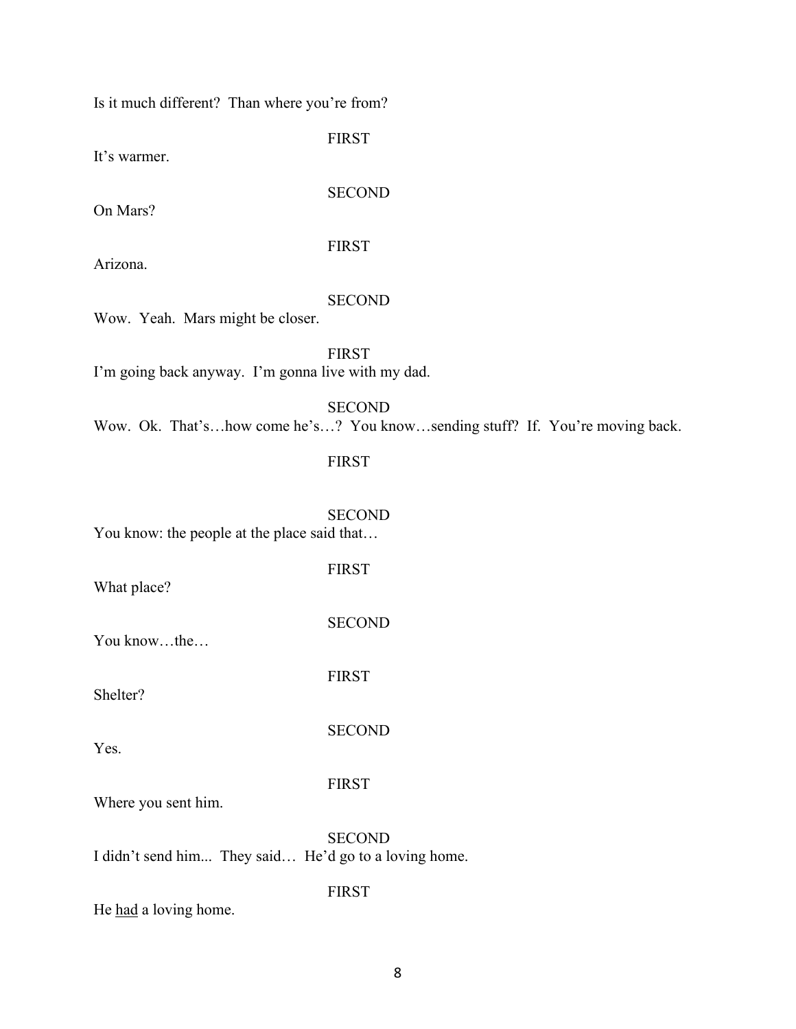Is it much different? Than where you're from?

FIRST

It's warmer.

SECOND

On Mars?

FIRST

Arizona.

SECOND

Wow. Yeah. Mars might be closer.

FIRST

I'm going back anyway. I'm gonna live with my dad.

SECOND

Wow. Ok. That's…how come he's…? You know…sending stuff? If. You're moving back.

FIRST

SECOND

You know: the people at the place said that…

FIRST

What place?

SECOND

You know…the…

FIRST

Shelter?

SECOND

Yes.

FIRST

Where you sent him.

SECOND

I didn't send him... They said… He'd go to a loving home.

FIRST

He <u>had</u> a loving home.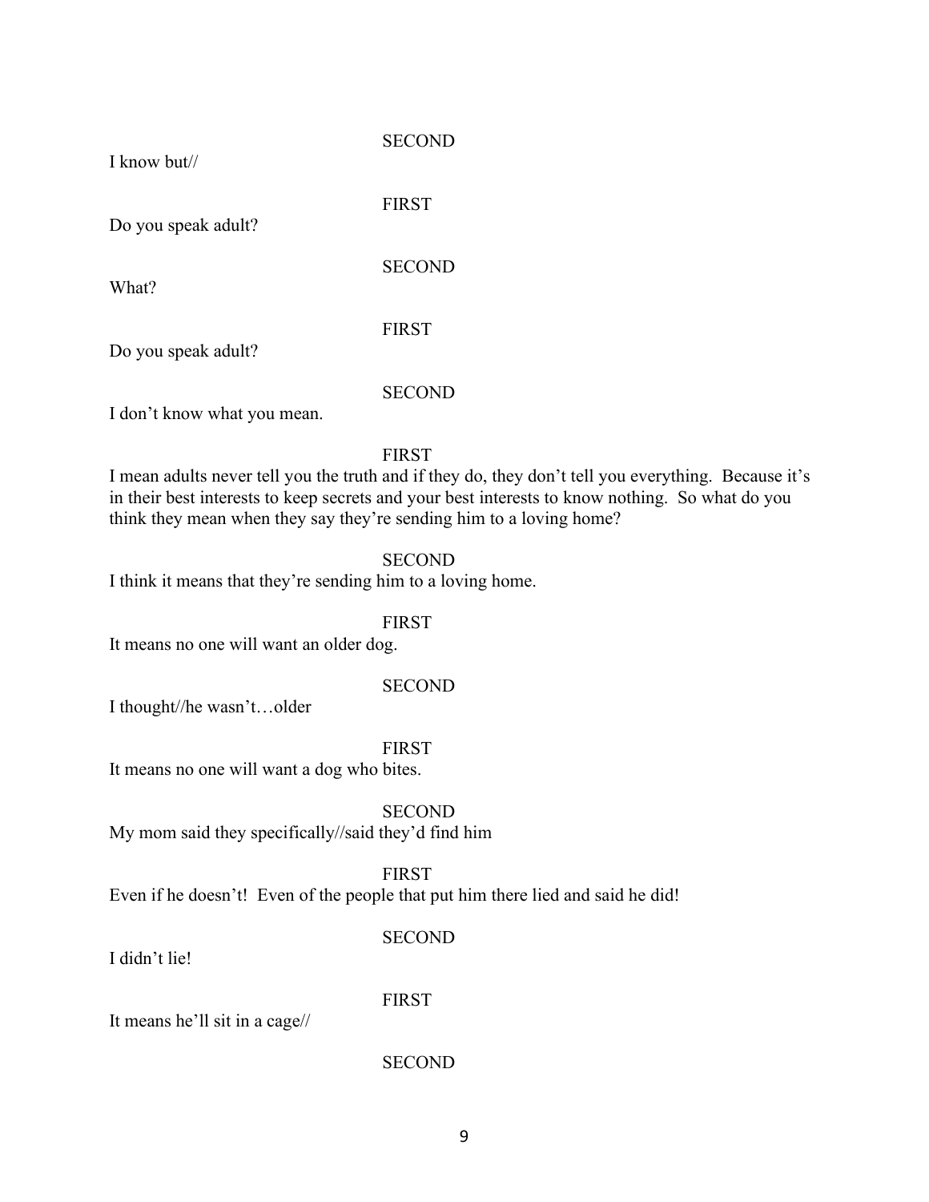SECOND

I know but//

FIRST

Do you speak adult?

SECOND

What?

FIRST

Do you speak adult?

SECOND

I don't know what you mean.

FIRST

I mean adults never tell you the truth and if they do, they don't tell you everything. Because it's in their best interests to keep secrets and your best interests to know nothing. So what do you think they mean when they say they're sending him to a loving home?

SECOND

I think it means that they're sending him to a loving home.

FIRST

It means no one will want an older dog.

SECOND

I thought//he wasn't…older

FIRST

It means no one will want a dog who bites.

SECOND

My mom said they specifically//said they'd find him

FIRST

Even if he doesn't! Even of the people that put him there lied and said he did!

SECOND

I didn't lie!

FIRST

It means he'll sit in a cage//

SECOND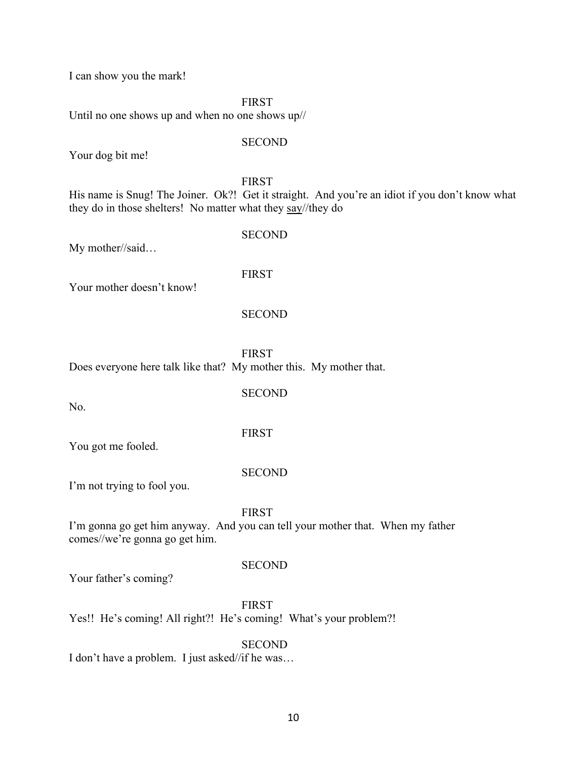I can show you the mark!

FIRST

Until no one shows up and when no one shows up//

SECOND

Your dog bit me!

FIRST

His name is Snug! The Joiner. Ok?! Get it straight. And you're an idiot if you don't know what they do in those shelters! No matter what they <u>say</u>//they do

SECOND

My mother//said…

FIRST

Your mother doesn't know!

SECOND

FIRST

Does everyone here talk like that? My mother this. My mother that.

SECOND

No.

FIRST

You got me fooled.

SECOND

I'm not trying to fool you.

FIRST

I'm gonna go get him anyway. And you can tell your mother that. When my father comes//we're gonna go get him.

SECOND

Your father's coming?

FIRST

Yes!! He's coming! All right?! He's coming! What's your problem?!

SECOND

I don't have a problem. I just asked//if he was…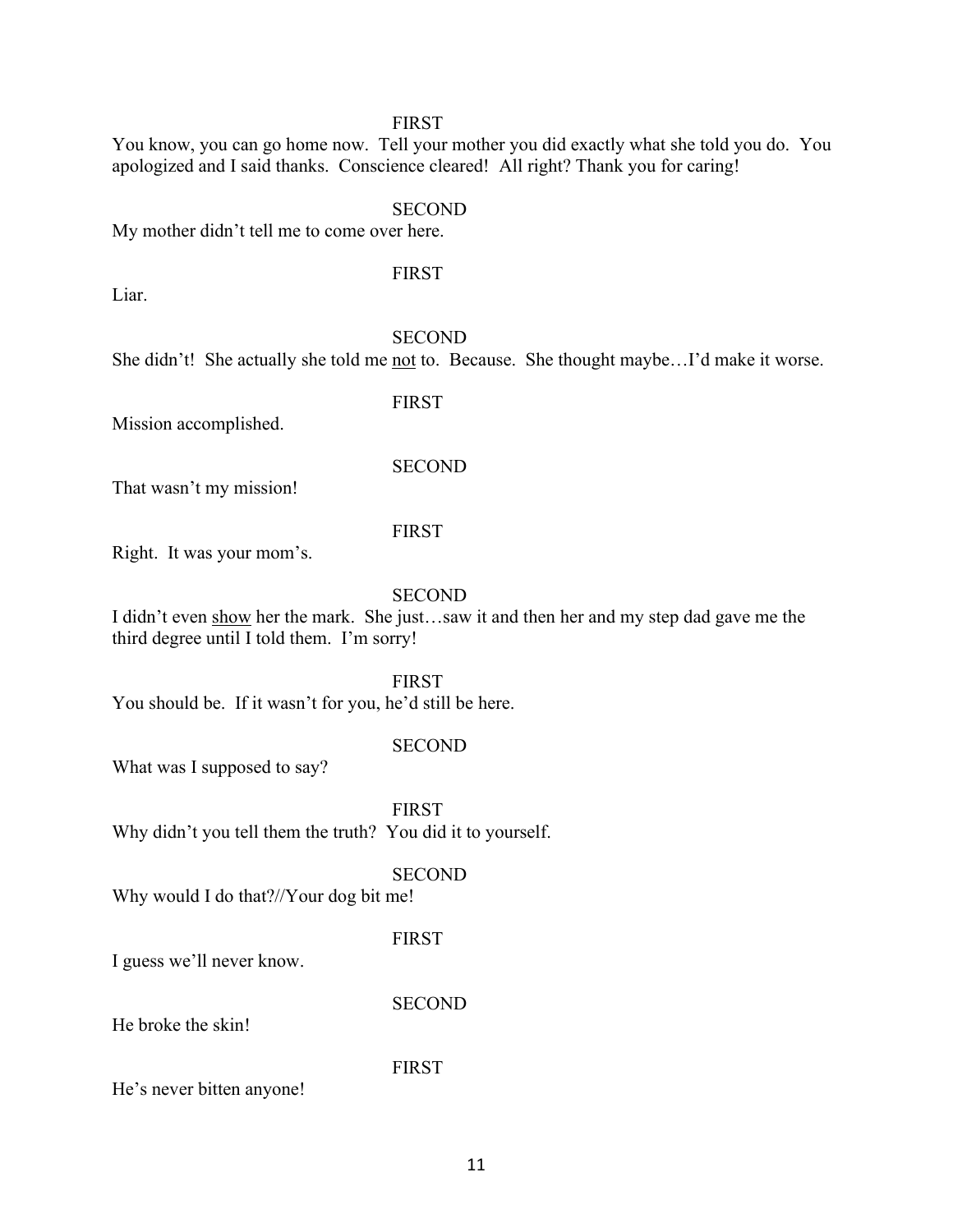FIRST

You know, you can go home now. Tell your mother you did exactly what she told you do. You apologized and I said thanks. Conscience cleared! All right? Thank you for caring!

SECOND

My mother didn't tell me to come over here.

FIRST

Liar.

SECOND

She didn't! She actually she told me <u>not</u> to. Because. She thought maybe…I'd make it worse.

FIRST

Mission accomplished.

SECOND

That wasn't my mission!

FIRST

Right. It was your mom's.

SECOND

I didn't even <u>show</u> her the mark. She just…saw it and then her and my step dad gave me the third degree until I told them. I'm sorry!

FIRST

You should be. If it wasn't for you, he'd still be here.

SECOND

What was I supposed to say?

FIRST

Why didn't you tell them the truth? You did it to yourself.

SECOND

Why would I do that?//Your dog bit me!

FIRST

I guess we'll never know.

SECOND

He broke the skin!

FIRST

He's never bitten anyone!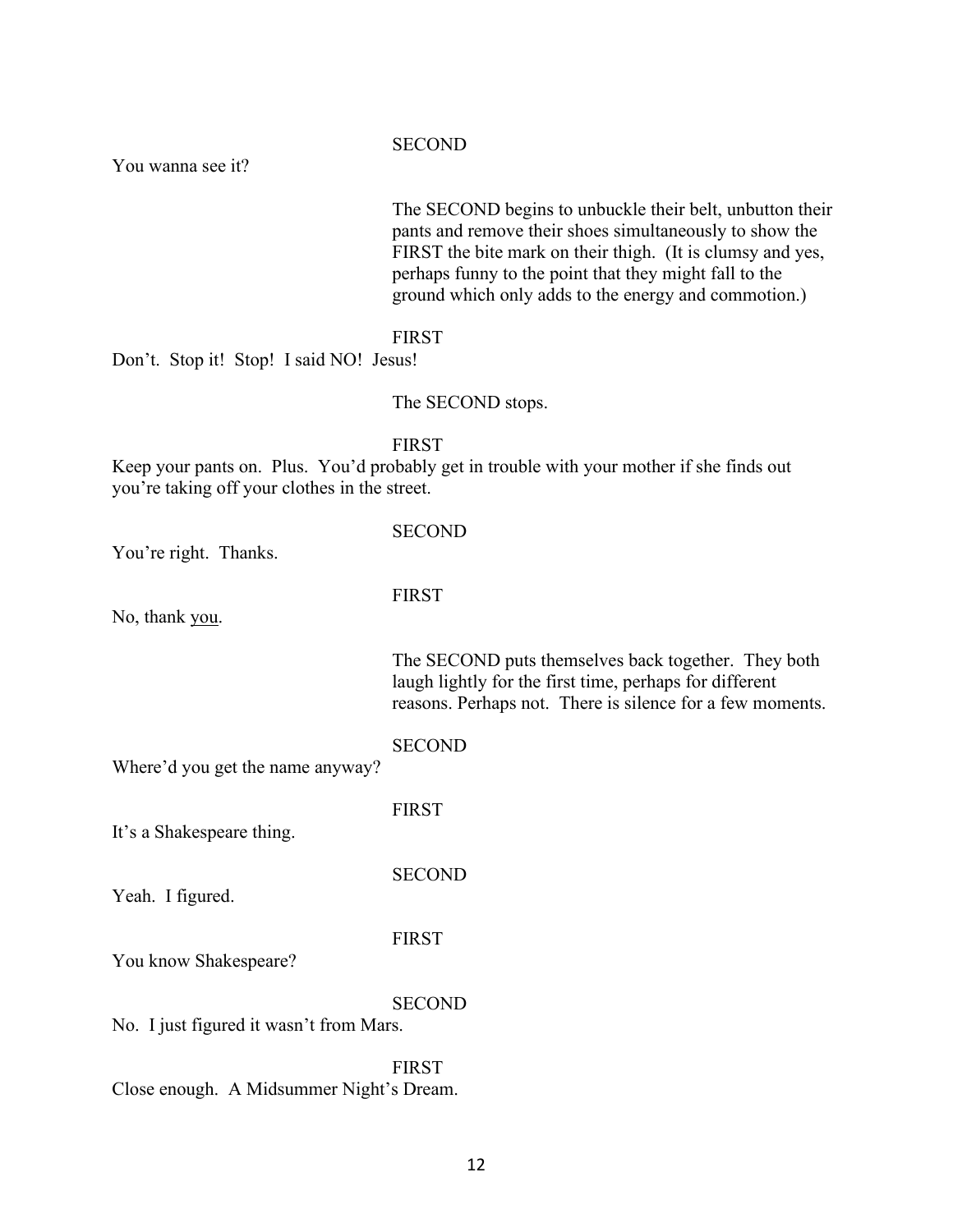SECOND

You wanna see it?

The SECOND begins to unbuckle their belt, unbutton their pants and remove their shoes simultaneously to show the FIRST the bite mark on their thigh. (It is clumsy and yes, perhaps funny to the point that they might fall to the ground which only adds to the energy and commotion.)

FIRST

Don't. Stop it! Stop! I said NO! Jesus!

The SECOND stops.

FIRST

Keep your pants on. Plus. You'd probably get in trouble with your mother if she finds out you're taking off your clothes in the street.

SECOND

You're right. Thanks.

FIRST

No, thank <u>you</u>.

The SECOND puts themselves back together. They both laugh lightly for the first time, perhaps for different reasons. Perhaps not. There is silence for a few moments.

SECOND

Where'd you get the name anyway?

FIRST

It's a Shakespeare thing.

SECOND

Yeah. I figured.

FIRST

You know Shakespeare?

SECOND

No. I just figured it wasn't from Mars.

FIRST

Close enough. A Midsummer Night's Dream.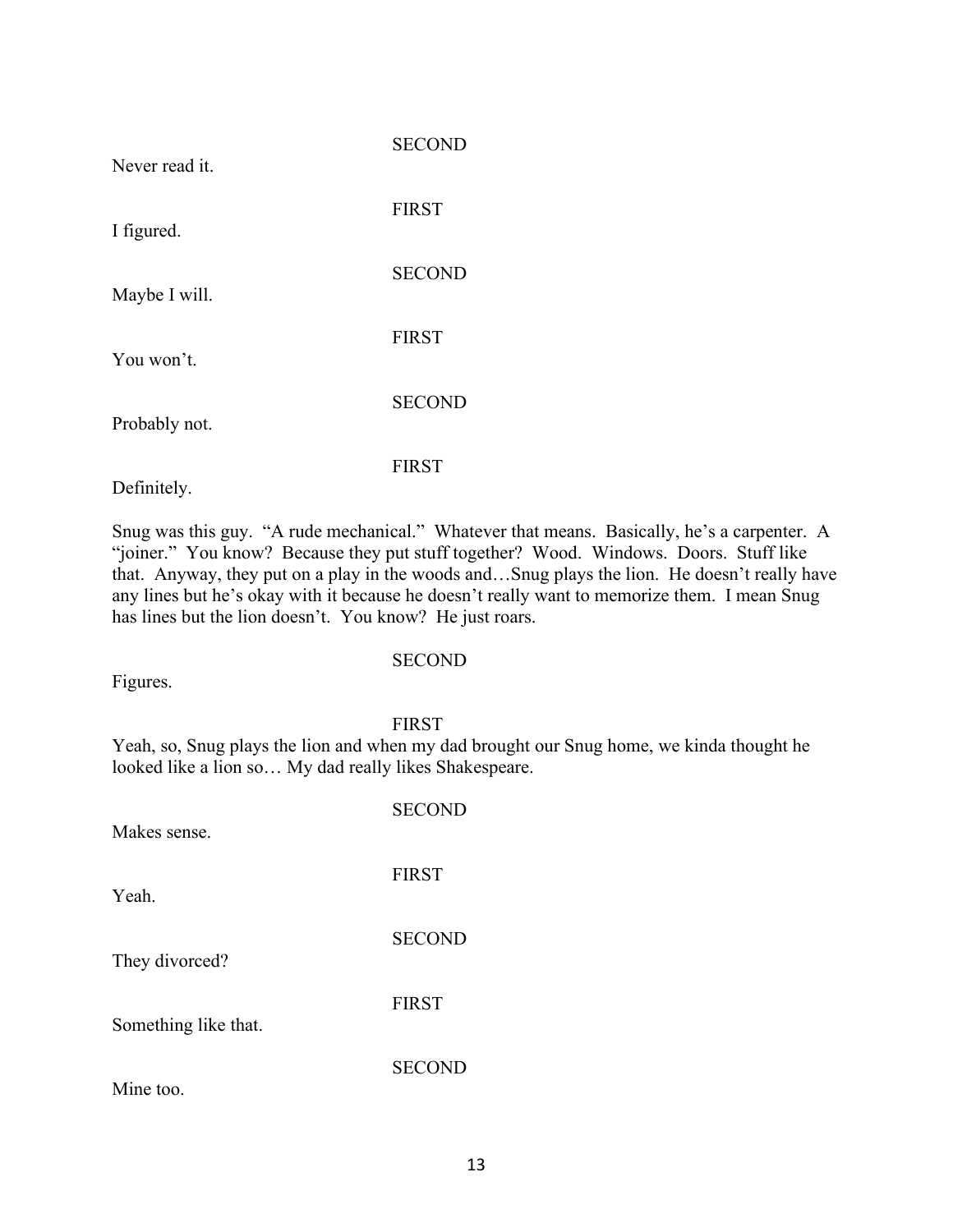SECOND

Never read it.

FIRST

I figured.

SECOND

Maybe I will.

FIRST

You won't.

SECOND

Probably not.

FIRST

Definitely.

Snug was this guy. "A rude mechanical." Whatever that means. Basically, he's a carpenter. A "joiner." You know? Because they put stuff together? Wood. Windows. Doors. Stuff like that. Anyway, they put on a play in the woods and…Snug plays the lion. He doesn't really have any lines but he's okay with it because he doesn't really want to memorize them. I mean Snug has lines but the lion doesn't. You know? He just roars.

SECOND

Figures.

FIRST

Yeah, so, Snug plays the lion and when my dad brought our Snug home, we kinda thought he looked like a lion so… My dad really likes Shakespeare.

SECOND

Makes sense.

FIRST

Yeah.

SECOND

They divorced?

FIRST

Something like that.

SECOND

Mine too.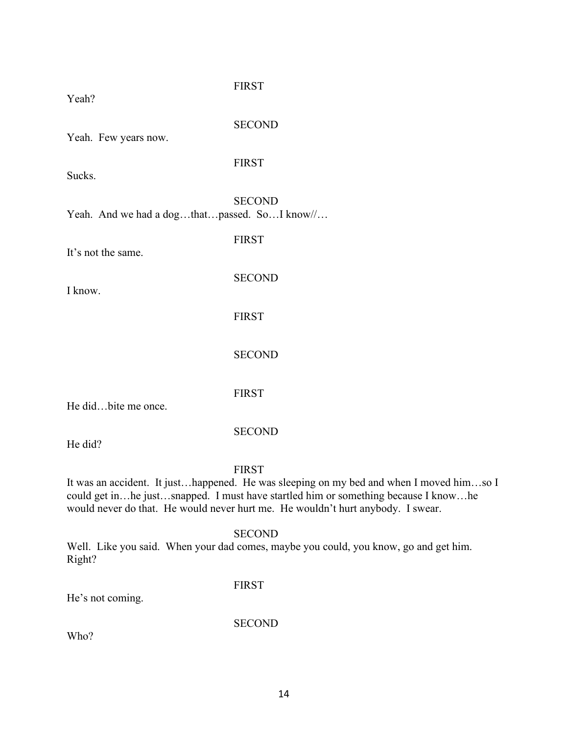FIRST

Yeah?

SECOND

Yeah. Few years now.

FIRST

Sucks.

SECOND

Yeah. And we had a dog…that…passed. So…I know//…

FIRST

It's not the same.

SECOND

I know.

FIRST

SECOND

FIRST

He did…bite me once.

SECOND

He did?

FIRST

It was an accident. It just…happened. He was sleeping on my bed and when I moved him…so I could get in…he just…snapped. I must have startled him or something because I know…he would never do that. He would never hurt me. He wouldn't hurt anybody. I swear.

SECOND

Well. Like you said. When your dad comes, maybe you could, you know, go and get him. Right?

FIRST

He's not coming.

SECOND

Who?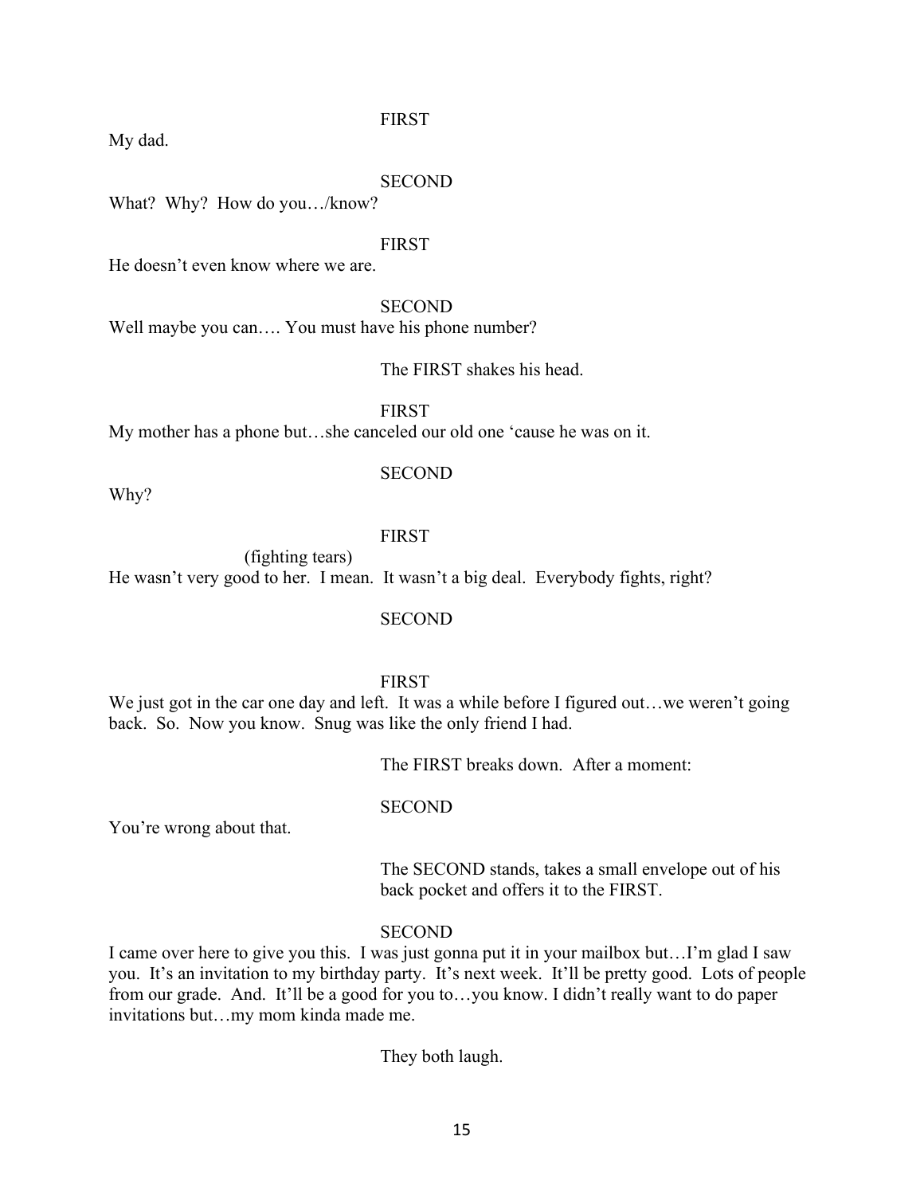FIRST

My dad.

SECOND

What? Why? How do you…/know?

FIRST

He doesn't even know where we are.

SECOND

Well maybe you can…. You must have his phone number?

The FIRST shakes his head.

FIRST

My mother has a phone but…she canceled our old one 'cause he was on it.

SECOND

Why?

FIRST

(fighting tears)

He wasn't very good to her. I mean. It wasn't a big deal. Everybody fights, right?

SECOND

FIRST

We just got in the car one day and left. It was a while before I figured out…we weren't going back. So. Now you know. Snug was like the only friend I had.

The FIRST breaks down. After a moment:

SECOND

You're wrong about that.

The SECOND stands, takes a small envelope out of his back pocket and offers it to the FIRST.

SECOND

I came over here to give you this. I was just gonna put it in your mailbox but…I'm glad I saw you. It's an invitation to my birthday party. It's next week. It'll be pretty good. Lots of people from our grade. And. It'll be a good for you to…you know. I didn't really want to do paper invitations but…my mom kinda made me.

They both laugh.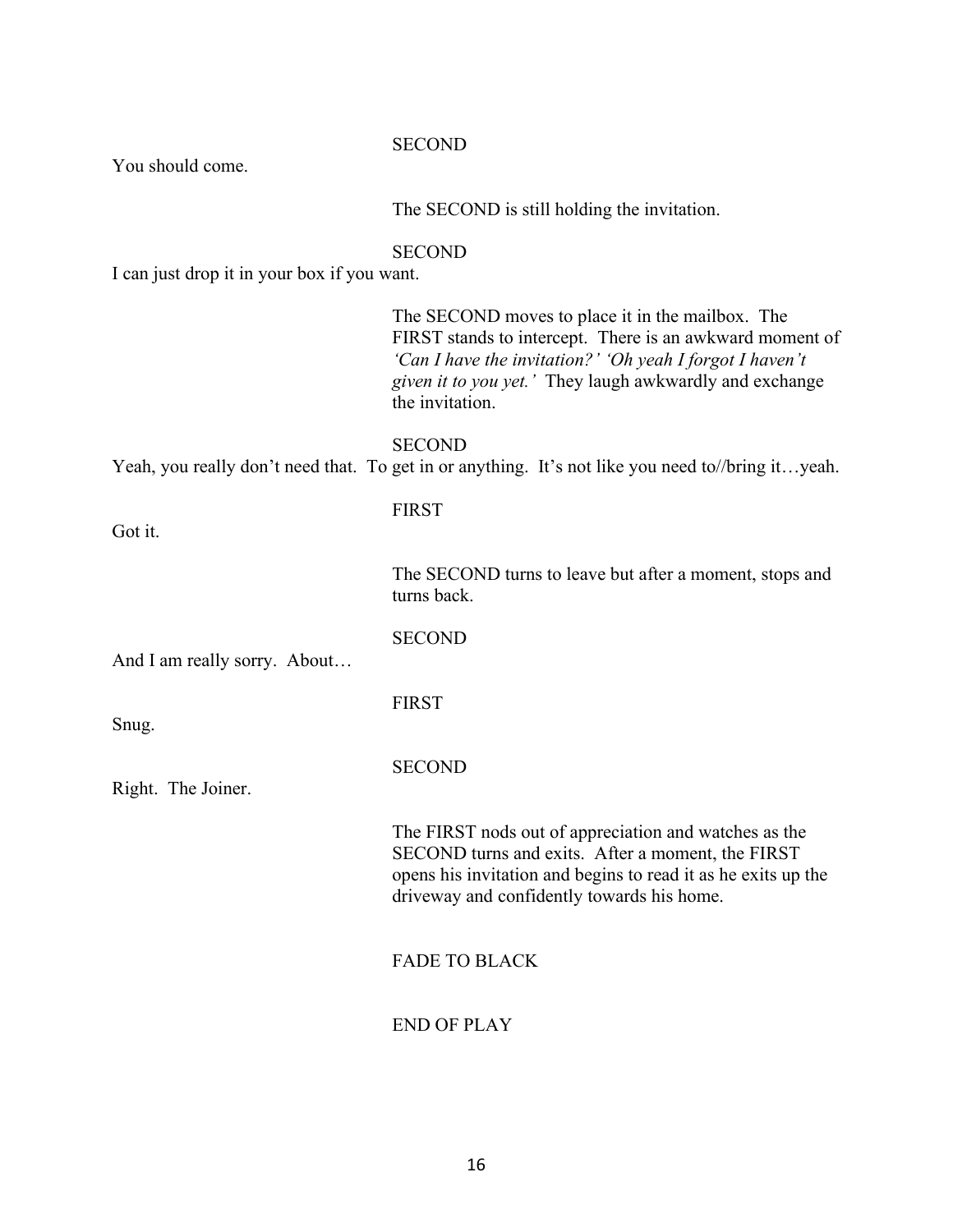SECOND

You should come.

The SECOND is still holding the invitation.

SECOND

I can just drop it in your box if you want.

The SECOND moves to place it in the mailbox. The FIRST stands to intercept. There is an awkward moment of *'Can I have the invitation?' 'Oh yeah I forgot I haven't given it to you yet.'* They laugh awkwardly and exchange the invitation.

SECOND

Yeah, you really don't need that. To get in or anything. It's not like you need to//bring it…yeah.

FIRST

Got it.

The SECOND turns to leave but after a moment, stops and turns back.

SECOND

And I am really sorry. About…

FIRST

Snug.

SECOND

Right. The Joiner.

The FIRST nods out of appreciation and watches as the SECOND turns and exits. After a moment, the FIRST opens his invitation and begins to read it as he exits up the driveway and confidently towards his home.

FADE TO BLACK

END OF PLAY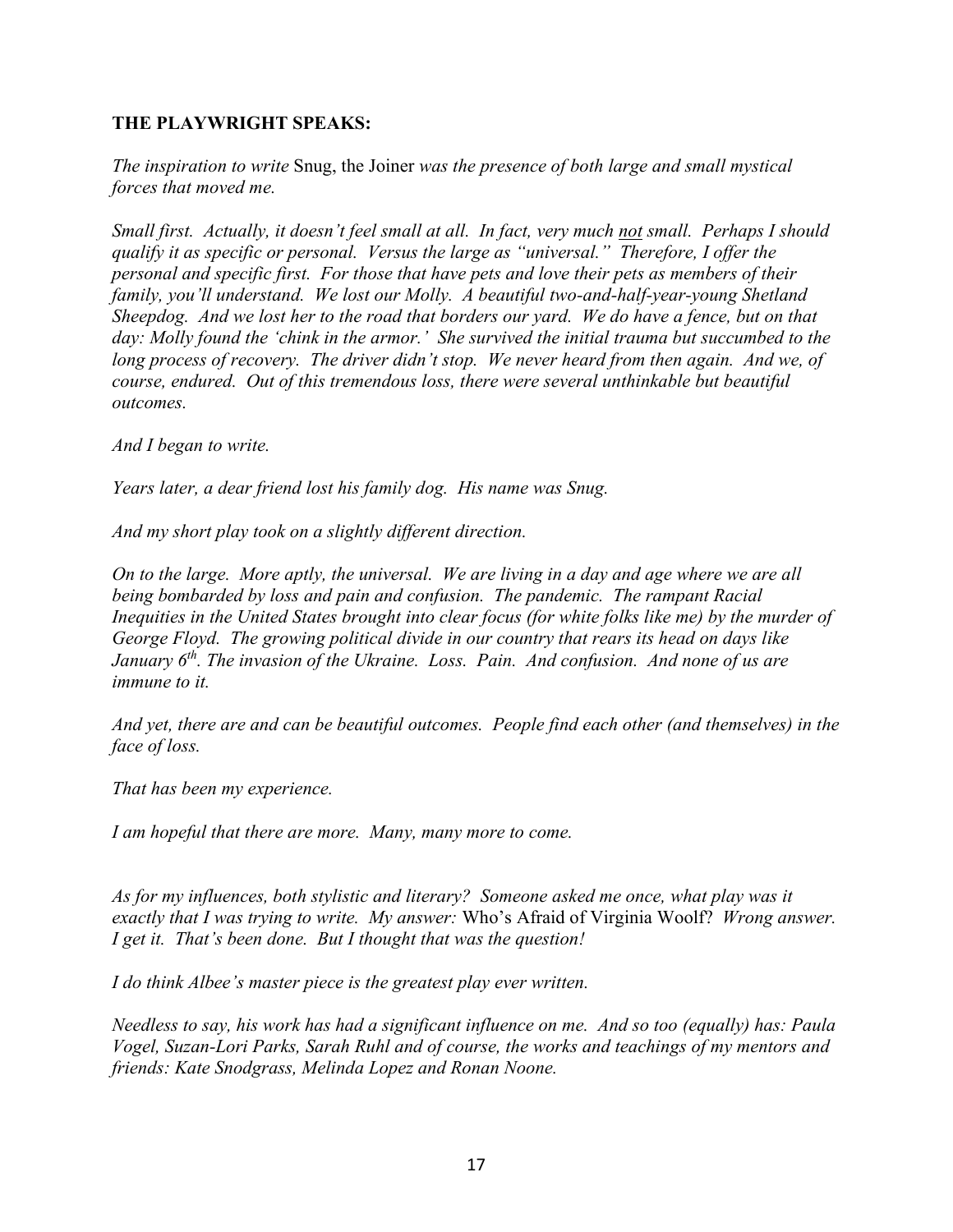**THE PLAYWRIGHT SPEAKS:**

*The inspiration to write* Snug, the Joiner *was the presence of both large and small mystical forces that moved me.*

*Small first. Actually, it doesn't feel small at all. In fact, very much not small. Perhaps I should qualify it as specific or personal. Versus the large as "universal." Therefore, I offer the personal and specific first. For those that have pets and love their pets as members of their family, you'll understand. We lost our Molly. A beautiful two-and-half-year-young Shetland Sheepdog. And we lost her to the road that borders our yard. We do have a fence, but on that day: Molly found the 'chink in the armor.' She survived the initial trauma but succumbed to the long process of recovery. The driver didn't stop. We never heard from then again. And we, of course, endured. Out of this tremendous loss, there were several unthinkable but beautiful outcomes.*

*And I began to write.*

*Years later, a dear friend lost his family dog. His name was Snug.*

*And my short play took on a slightly different direction.*

*On to the large. More aptly, the universal. We are living in a day and age where we are all being bombarded by loss and pain and confusion. The pandemic. The rampant Racial Inequities in the United States brought into clear focus (for white folks like me) by the murder of George Floyd. The growing political divide in our country that rears its head on days like January 6th. The invasion of the Ukraine. Loss. Pain. And confusion. And none of us are immune to it.*

*And yet, there are and can be beautiful outcomes. People find each other (and themselves) in the face of loss.*

*That has been my experience.*

*I am hopeful that there are more. Many, many more to come.*

*As for my influences, both stylistic and literary? Someone asked me once, what play was it exactly that I was trying to write. My answer:* Who's Afraid of Virginia Woolf? *Wrong answer. I get it. That's been done. But I thought that was the question!*

*I do think Albee's master piece is the greatest play ever written.*

*Needless to say, his work has had a significant influence on me. And so too (equally) has: Paula Vogel, Suzan-Lori Parks, Sarah Ruhl and of course, the works and teachings of my mentors and friends: Kate Snodgrass, Melinda Lopez and Ronan Noone.*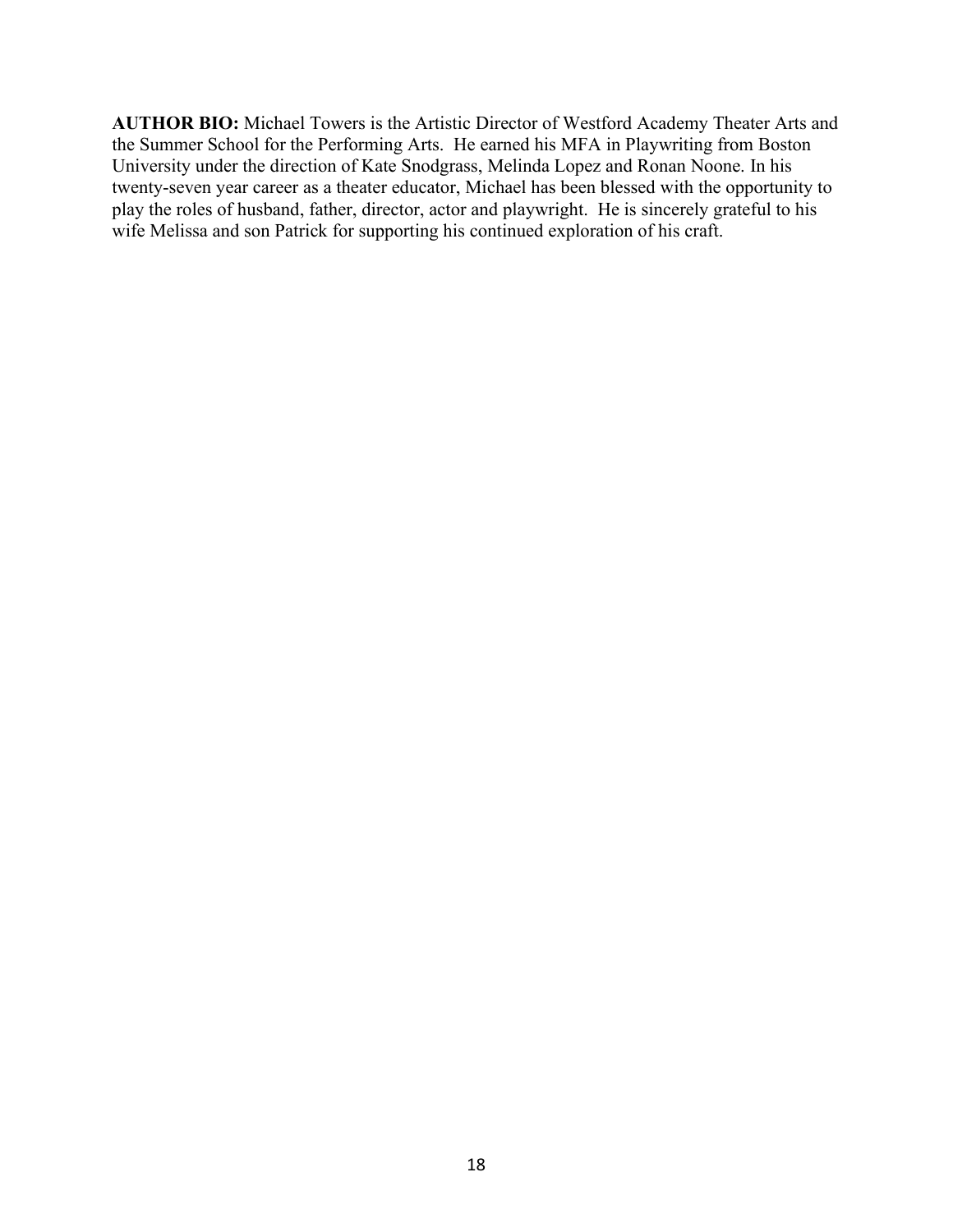**AUTHOR BIO:** Michael Towers is the Artistic Director of Westford Academy Theater Arts and the Summer School for the Performing Arts. He earned his MFA in Playwriting from Boston University under the direction of Kate Snodgrass, Melinda Lopez and Ronan Noone. In his twenty-seven year career as a theater educator, Michael has been blessed with the opportunity to play the roles of husband, father, director, actor and playwright. He is sincerely grateful to his wife Melissa and son Patrick for supporting his continued exploration of his craft.